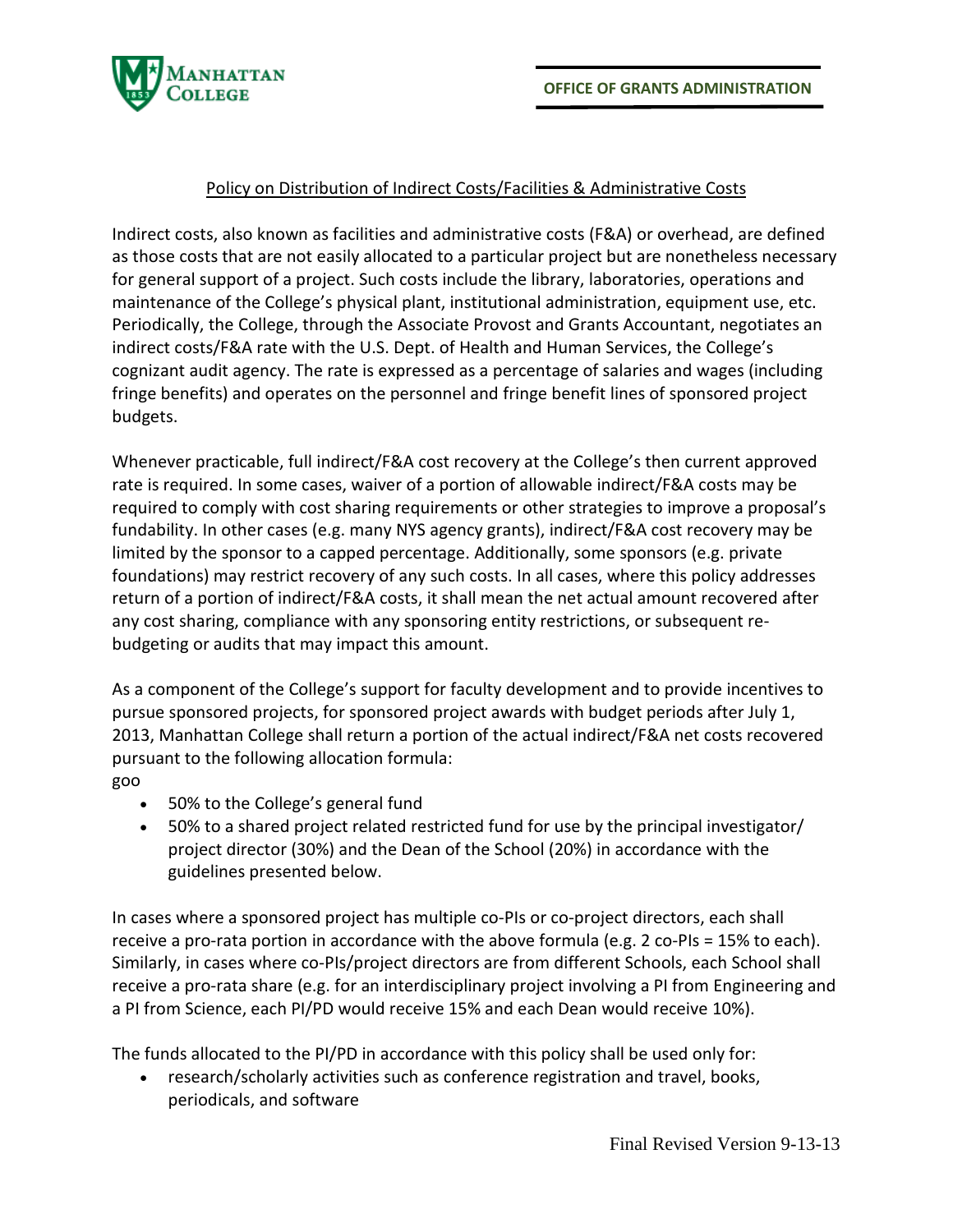Policy on Distribution of Indirect Costs/Facilities & Administrative Costs

Indirect costs, also known as facilities and administrative costs (F&A) or overhead, are defined as those costs that are not easily allocated to a particular project but are nonetheless necessary for general support of a project. Such costs include the library, laboratories, operations and maintenance of the College's physical plant, institutional administration, equipment use, etc. Periodically, the College, through the Associate Provost and Grants Accountant, negotiates an indirect costs/F&A rate with the U.S. Dept. of Health and Human Services, the College's cognizant audit agency. The rate is expressed as a percentage of salaries and wages (including fringe benefits) and operates on the personnel and fringe benefit lines of sponsored project budgets.

Whenever practicable, full indirect/F&A cost recovery at the College's then current approved rate is required. In some cases, waiver of a portion of allowable indirect/F&A costs may be required to comply with cost sharing requirements or other strategies to improve a proposal's fundability. In other cases (e.g. many NYS agency grants), indirect/F&A cost recovery may be limited by the sponsor to a capped percentage. Additionally, some sponsors (e.g. private foundations) may restrict recovery of any such costs. In all cases, where this policy addresses return of a portion of indirect/F&A costs, it shall mean the net actual amount recovered after any cost sharing, compliance with any sponsoring entity restrictions, or subsequent re-budgeting or audits that may impact this amount.

As a component of the College's support for faculty development and to provide incentives to pursue sponsored projects, for sponsored project awards with budget periods after July 1, 2013, Manhattan College shall return a portion of the actual indirect/F&A net costs recovered pursuant to the following allocation formula:
goo

- 50% to the College's general fund
- 50% to a shared project related restricted fund for use by the principal investigator/ project director (30%) and the Dean of the School (20%) in accordance with the guidelines presented below.

In cases where a sponsored project has multiple co-PIs or co-project directors, each shall receive a pro-rata portion in accordance with the above formula (e.g. 2 co-PIs = 15% to each). Similarly, in cases where co-PIs/project directors are from different Schools, each School shall receive a pro-rata share (e.g. for an interdisciplinary project involving a PI from Engineering and a PI from Science, each PI/PD would receive 15% and each Dean would receive 10%).

The funds allocated to the PI/PD in accordance with this policy shall be used only for:

- research/scholarly activities such as conference registration and travel, books, periodicals, and software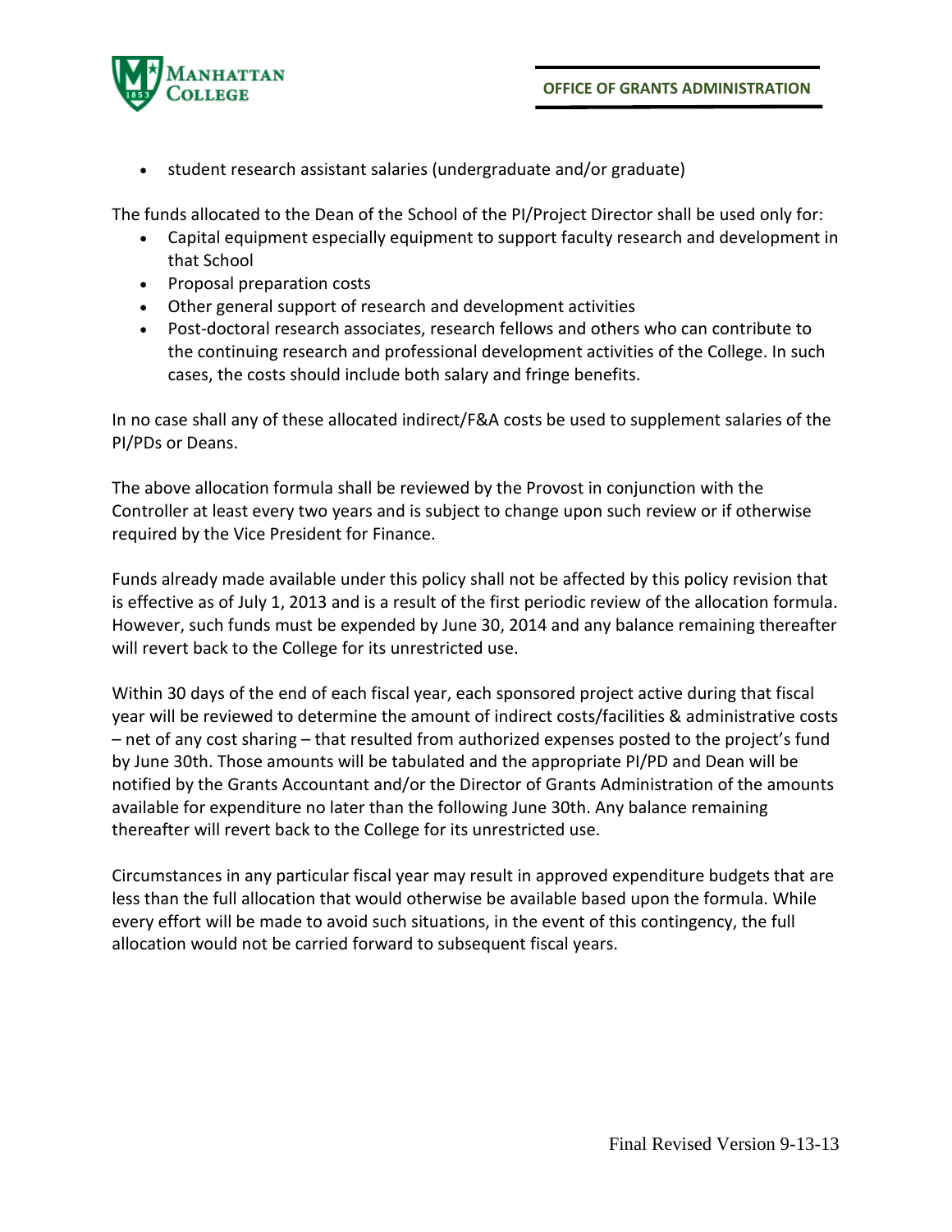- student research assistant salaries (undergraduate and/or graduate)

The funds allocated to the Dean of the School of the PI/Project Director shall be used only for:

- Capital equipment especially equipment to support faculty research and development in that School
- Proposal preparation costs
- Other general support of research and development activities
- Post-doctoral research associates, research fellows and others who can contribute to the continuing research and professional development activities of the College. In such cases, the costs should include both salary and fringe benefits.

In no case shall any of these allocated indirect/F&A costs be used to supplement salaries of the PI/PDs or Deans.

The above allocation formula shall be reviewed by the Provost in conjunction with the Controller at least every two years and is subject to change upon such review or if otherwise required by the Vice President for Finance.

Funds already made available under this policy shall not be affected by this policy revision that is effective as of July 1, 2013 and is a result of the first periodic review of the allocation formula. However, such funds must be expended by June 30, 2014 and any balance remaining thereafter will revert back to the College for its unrestricted use.

Within 30 days of the end of each fiscal year, each sponsored project active during that fiscal year will be reviewed to determine the amount of indirect costs/facilities & administrative costs – net of any cost sharing – that resulted from authorized expenses posted to the project's fund by June 30th. Those amounts will be tabulated and the appropriate PI/PD and Dean will be notified by the Grants Accountant and/or the Director of Grants Administration of the amounts available for expenditure no later than the following June 30th. Any balance remaining thereafter will revert back to the College for its unrestricted use.

Circumstances in any particular fiscal year may result in approved expenditure budgets that are less than the full allocation that would otherwise be available based upon the formula. While every effort will be made to avoid such situations, in the event of this contingency, the full allocation would not be carried forward to subsequent fiscal years.